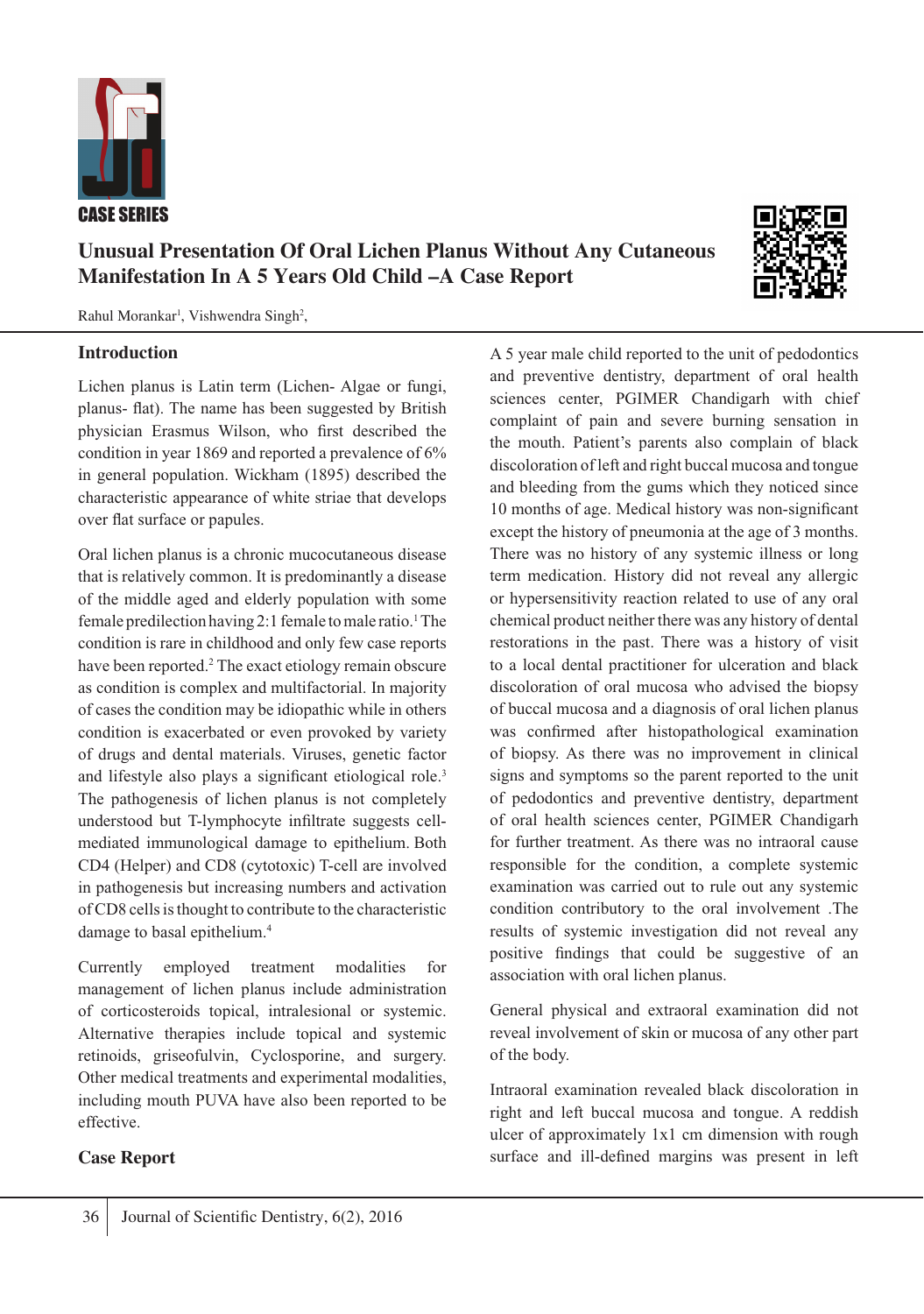CASE SERIES

# Unusual Presentation Of Oral Lichen Planus Without Any Cutaneous Manifestation In A 5 Years Old Child –A Case Report

Rahul Morankar[1], Vishwendra Singh[2],

## Introduction

Lichen planus is Latin term (Lichen- Algae or fungi, planus- flat). The name has been suggested by British physician Erasmus Wilson, who first described the condition in year 1869 and reported a prevalence of 6% in general population. Wickham (1895) described the characteristic appearance of white striae that develops over flat surface or papules.

Oral lichen planus is a chronic mucocutaneous disease that is relatively common. It is predominantly a disease of the middle aged and elderly population with some female predilection having 2:1 female to male ratio.[1] The condition is rare in childhood and only few case reports have been reported.[2] The exact etiology remain obscure as condition is complex and multifactorial. In majority of cases the condition may be idiopathic while in others condition is exacerbated or even provoked by variety of drugs and dental materials. Viruses, genetic factor and lifestyle also plays a significant etiological role.[3] The pathogenesis of lichen planus is not completely understood but T-lymphocyte infiltrate suggests cell-mediated immunological damage to epithelium. Both CD4 (Helper) and CD8 (cytotoxic) T-cell are involved in pathogenesis but increasing numbers and activation of CD8 cells is thought to contribute to the characteristic damage to basal epithelium.[4]

Currently employed treatment modalities for management of lichen planus include administration of corticosteroids topical, intralesional or systemic. Alternative therapies include topical and systemic retinoids, griseofulvin, Cyclosporine, and surgery. Other medical treatments and experimental modalities, including mouth PUVA have also been reported to be effective.

## Case Report

A 5 year male child reported to the unit of pedodontics and preventive dentistry, department of oral health sciences center, PGIMER Chandigarh with chief complaint of pain and severe burning sensation in the mouth. Patient's parents also complain of black discoloration of left and right buccal mucosa and tongue and bleeding from the gums which they noticed since 10 months of age. Medical history was non-significant except the history of pneumonia at the age of 3 months. There was no history of any systemic illness or long term medication. History did not reveal any allergic or hypersensitivity reaction related to use of any oral chemical product neither there was any history of dental restorations in the past. There was a history of visit to a local dental practitioner for ulceration and black discoloration of oral mucosa who advised the biopsy of buccal mucosa and a diagnosis of oral lichen planus was confirmed after histopathological examination of biopsy. As there was no improvement in clinical signs and symptoms so the parent reported to the unit of pedodontics and preventive dentistry, department of oral health sciences center, PGIMER Chandigarh for further treatment. As there was no intraoral cause responsible for the condition, a complete systemic examination was carried out to rule out any systemic condition contributory to the oral involvement .The results of systemic investigation did not reveal any positive findings that could be suggestive of an association with oral lichen planus.

General physical and extraoral examination did not reveal involvement of skin or mucosa of any other part of the body.

Intraoral examination revealed black discoloration in right and left buccal mucosa and tongue. A reddish ulcer of approximately 1x1 cm dimension with rough surface and ill-defined margins was present in left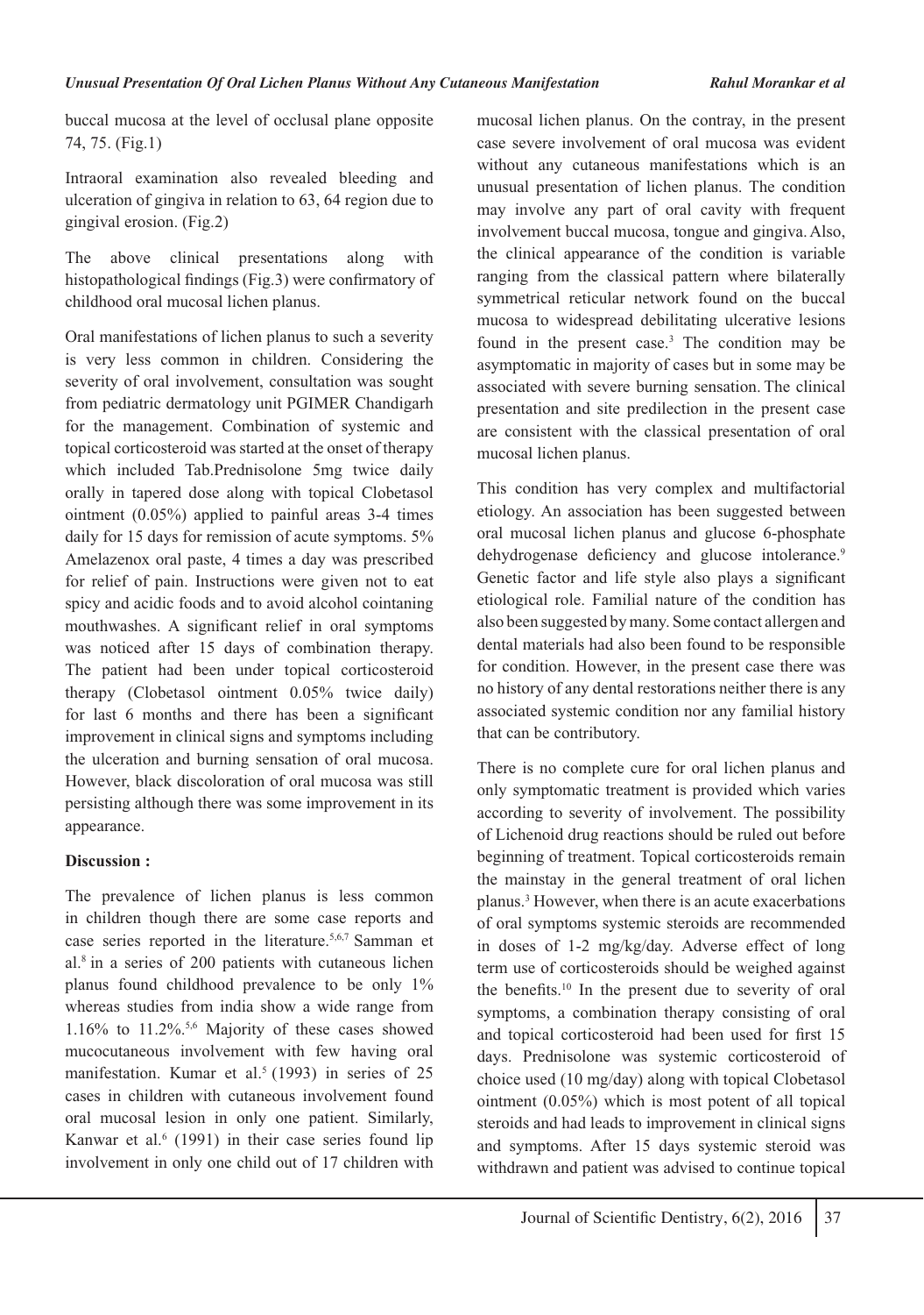buccal mucosa at the level of occlusal plane opposite 74, 75. (Fig.1)

Intraoral examination also revealed bleeding and ulceration of gingiva in relation to 63, 64 region due to gingival erosion. (Fig.2)

The above clinical presentations along with histopathological findings (Fig.3) were confirmatory of childhood oral mucosal lichen planus.

Oral manifestations of lichen planus to such a severity is very less common in children. Considering the severity of oral involvement, consultation was sought from pediatric dermatology unit PGIMER Chandigarh for the management. Combination of systemic and topical corticosteroid was started at the onset of therapy which included Tab.Prednisolone 5mg twice daily orally in tapered dose along with topical Clobetasol ointment (0.05%) applied to painful areas 3-4 times daily for 15 days for remission of acute symptoms. 5% Amelazenox oral paste, 4 times a day was prescribed for relief of pain. Instructions were given not to eat spicy and acidic foods and to avoid alcohol cointaning mouthwashes. A significant relief in oral symptoms was noticed after 15 days of combination therapy. The patient had been under topical corticosteroid therapy (Clobetasol ointment 0.05% twice daily) for last 6 months and there has been a significant improvement in clinical signs and symptoms including the ulceration and burning sensation of oral mucosa. However, black discoloration of oral mucosa was still persisting although there was some improvement in its appearance.

**Discussion :**

The prevalence of lichen planus is less common in children though there are some case reports and case series reported in the literature.[5,6,7] Samman et al.[8] in a series of 200 patients with cutaneous lichen planus found childhood prevalence to be only 1% whereas studies from india show a wide range from 1.16% to 11.2%.[5,6] Majority of these cases showed mucocutaneous involvement with few having oral manifestation. Kumar et al.[5] (1993) in series of 25 cases in children with cutaneous involvement found oral mucosal lesion in only one patient. Similarly, Kanwar et al.[6] (1991) in their case series found lip involvement in only one child out of 17 children with mucosal lichen planus. On the contray, in the present case severe involvement of oral mucosa was evident without any cutaneous manifestations which is an unusual presentation of lichen planus. The condition may involve any part of oral cavity with frequent involvement buccal mucosa, tongue and gingiva. Also, the clinical appearance of the condition is variable ranging from the classical pattern where bilaterally symmetrical reticular network found on the buccal mucosa to widespread debilitating ulcerative lesions found in the present case.[3] The condition may be asymptomatic in majority of cases but in some may be associated with severe burning sensation. The clinical presentation and site predilection in the present case are consistent with the classical presentation of oral mucosal lichen planus.

This condition has very complex and multifactorial etiology. An association has been suggested between oral mucosal lichen planus and glucose 6-phosphate dehydrogenase deficiency and glucose intolerance.[9] Genetic factor and life style also plays a significant etiological role. Familial nature of the condition has also been suggested by many. Some contact allergen and dental materials had also been found to be responsible for condition. However, in the present case there was no history of any dental restorations neither there is any associated systemic condition nor any familial history that can be contributory.

There is no complete cure for oral lichen planus and only symptomatic treatment is provided which varies according to severity of involvement. The possibility of Lichenoid drug reactions should be ruled out before beginning of treatment. Topical corticosteroids remain the mainstay in the general treatment of oral lichen planus.[3] However, when there is an acute exacerbations of oral symptoms systemic steroids are recommended in doses of 1-2 mg/kg/day. Adverse effect of long term use of corticosteroids should be weighed against the benefits.[10] In the present due to severity of oral symptoms, a combination therapy consisting of oral and topical corticosteroid had been used for first 15 days. Prednisolone was systemic corticosteroid of choice used (10 mg/day) along with topical Clobetasol ointment (0.05%) which is most potent of all topical steroids and had leads to improvement in clinical signs and symptoms. After 15 days systemic steroid was withdrawn and patient was advised to continue topical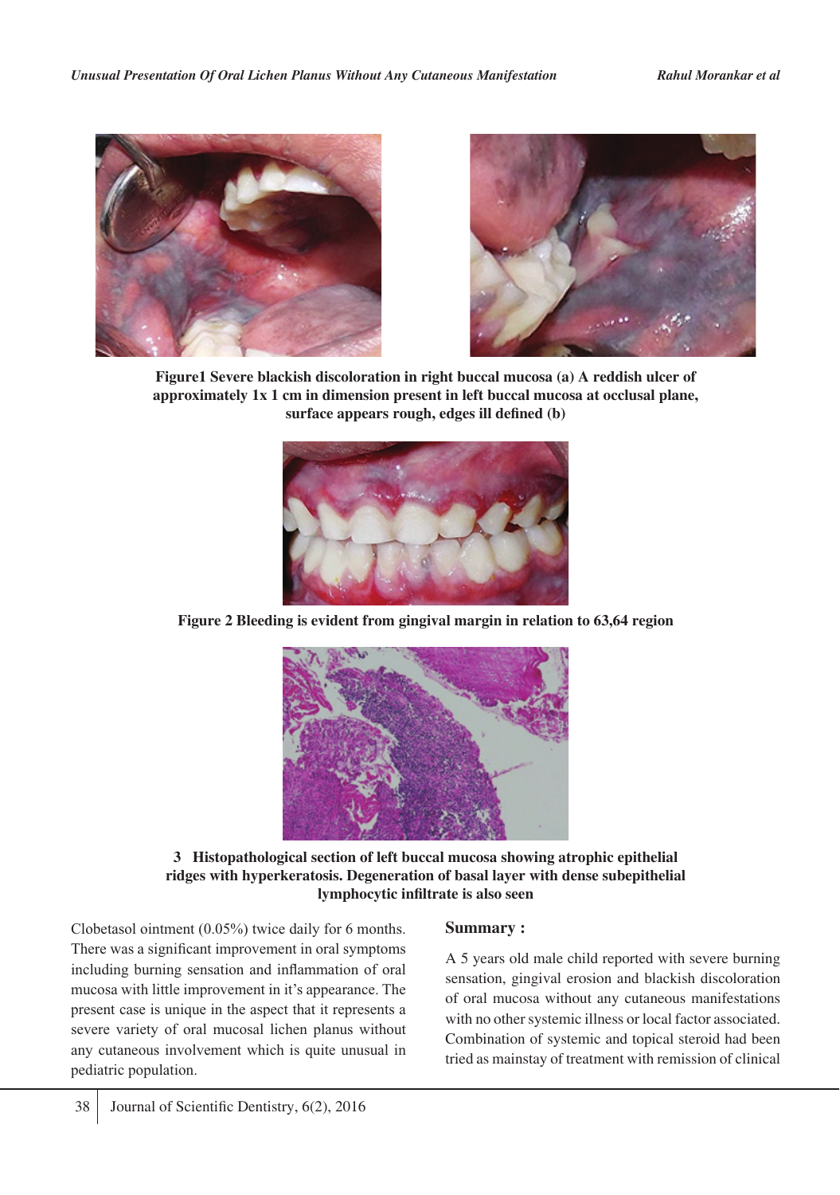Figure1 Severe blackish discoloration in right buccal mucosa (a) A reddish ulcer of approximately 1x 1 cm in dimension present in left buccal mucosa at occlusal plane, surface appears rough, edges ill defined (b)

**Figure 2 Bleeding is evident from gingival margin in relation to 63,64 region**

**3 Histopathological section of left buccal mucosa showing atrophic epithelial ridges with hyperkeratosis. Degeneration of basal layer with dense subepithelial lymphocytic infiltrate is also seen**

Clobetasol ointment (0.05%) twice daily for 6 months. There was a significant improvement in oral symptoms including burning sensation and inflammation of oral mucosa with little improvement in it's appearance. The present case is unique in the aspect that it represents a severe variety of oral mucosal lichen planus without any cutaneous involvement which is quite unusual in pediatric population.

## Summary :

A 5 years old male child reported with severe burning sensation, gingival erosion and blackish discoloration of oral mucosa without any cutaneous manifestations with no other systemic illness or local factor associated. Combination of systemic and topical steroid had been tried as mainstay of treatment with remission of clinical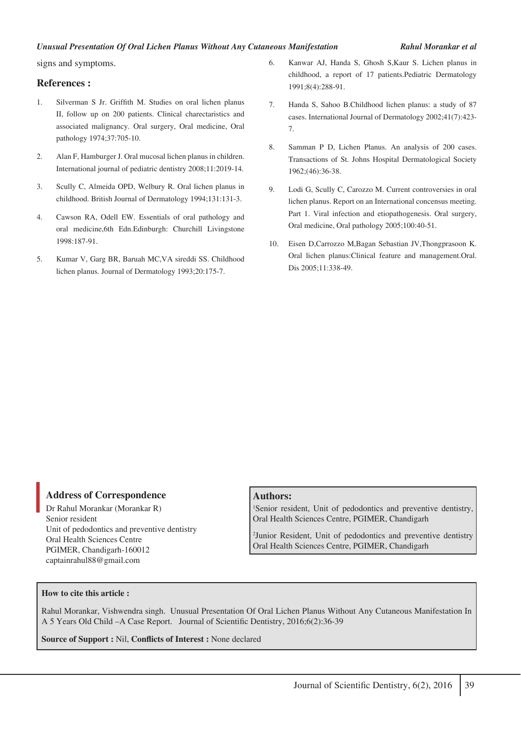signs and symptoms.

## References :

1. Silverman S Jr. Griffith M. Studies on oral lichen planus II, follow up on 200 patients. Clinical charectaristics and associated malignancy. Oral surgery, Oral medicine, Oral pathology 1974;37:705-10.
2. Alan F, Hamburger J. Oral mucosal lichen planus in children. International journal of pediatric dentistry 2008;11:2019-14.
3. Scully C, Almeida OPD, Welbury R. Oral lichen planus in childhood. British Journal of Dermatology 1994;131:131-3.
4. Cawson RA, Odell EW. Essentials of oral pathology and oral medicine,6th Edn.Edinburgh: Churchill Livingstone 1998:187-91.
5. Kumar V, Garg BR, Baruah MC,VA sireddi SS. Childhood lichen planus. Journal of Dermatology 1993;20:175-7.
6. Kanwar AJ, Handa S, Ghosh S,Kaur S. Lichen planus in childhood, a report of 17 patients.Pediatric Dermatology 1991;8(4):288-91.
7. Handa S, Sahoo B.Childhood lichen planus: a study of 87 cases. International Journal of Dermatology 2002;41(7):423-7.
8. Samman P D, Lichen Planus. An analysis of 200 cases. Transactions of St. Johns Hospital Dermatological Society 1962;(46):36-38.
9. Lodi G, Scully C, Carozzo M. Current controversies in oral lichen planus. Report on an International concensus meeting. Part 1. Viral infection and etiopathogenesis. Oral surgery, Oral medicine, Oral pathology 2005;100:40-51.
10. Eisen D,Carrozzo M,Bagan Sebastian JV,Thongprasoon K. Oral lichen planus:Clinical feature and management.Oral. Dis 2005;11:338-49.

### Address of Correspondence

Dr Rahul Morankar (Morankar R)
Senior resident
Unit of pedodontics and preventive dentistry
Oral Health Sciences Centre
PGIMER, Chandigarh-160012
captainrahul88@gmail.com

### Authors:

[1]Senior resident, Unit of pedodontics and preventive dentistry, Oral Health Sciences Centre, PGIMER, Chandigarh

[2]Junior Resident, Unit of pedodontics and preventive dentistry Oral Health Sciences Centre, PGIMER, Chandigarh

**How to cite this article :**

Rahul Morankar, Vishwendra singh. Unusual Presentation Of Oral Lichen Planus Without Any Cutaneous Manifestation In A 5 Years Old Child –A Case Report. Journal of Scientific Dentistry, 2016;6(2):36-39

**Source of Support :** Nil, **Conflicts of Interest :** None declared